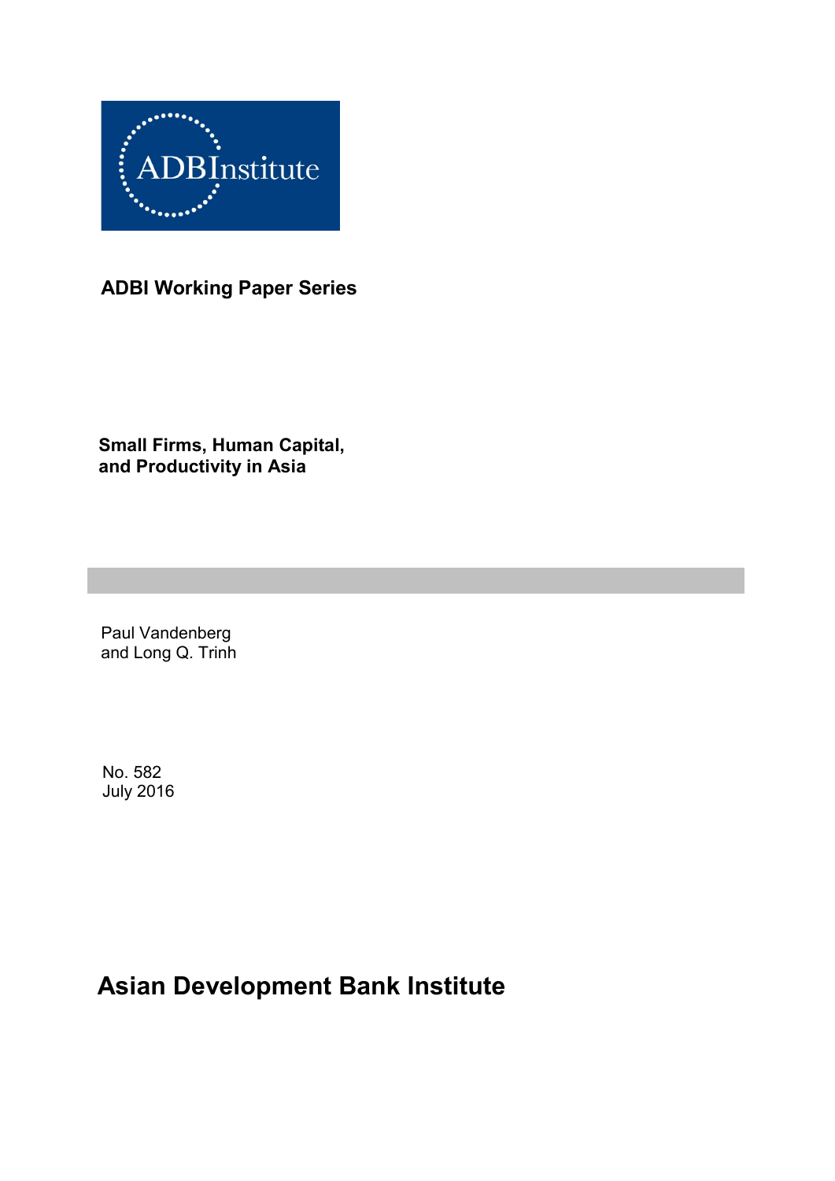ADBInstitute

**ADBI Working Paper Series**

# Small Firms, Human Capital, and Productivity in Asia

Paul Vandenberg
and Long Q. Trinh

No. 582
July 2016

**Asian Development Bank Institute**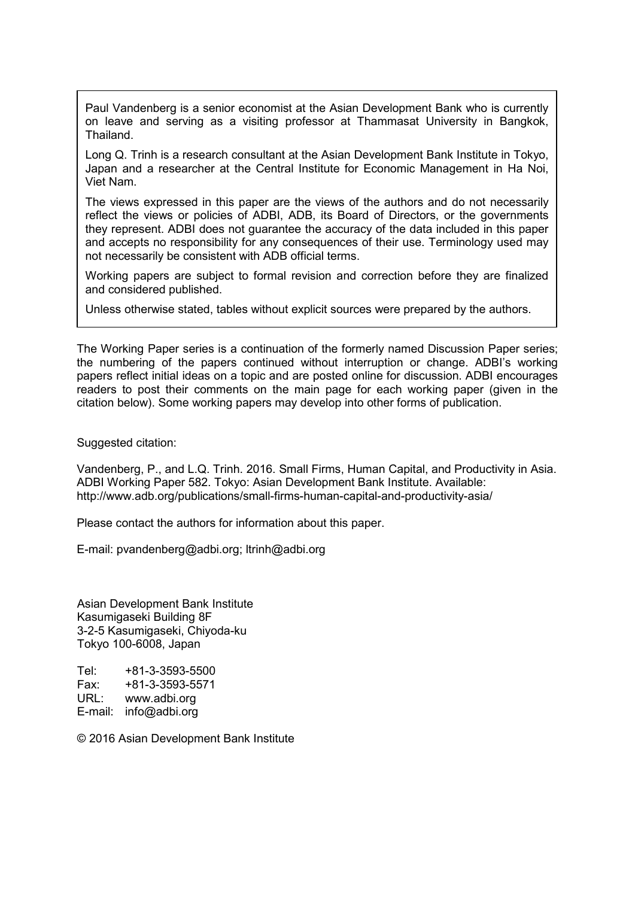Paul Vandenberg is a senior economist at the Asian Development Bank who is currently on leave and serving as a visiting professor at Thammasat University in Bangkok, Thailand.

Long Q. Trinh is a research consultant at the Asian Development Bank Institute in Tokyo, Japan and a researcher at the Central Institute for Economic Management in Ha Noi, Viet Nam.

The views expressed in this paper are the views of the authors and do not necessarily reflect the views or policies of ADBI, ADB, its Board of Directors, or the governments they represent. ADBI does not guarantee the accuracy of the data included in this paper and accepts no responsibility for any consequences of their use. Terminology used may not necessarily be consistent with ADB official terms.

Working papers are subject to formal revision and correction before they are finalized and considered published.

Unless otherwise stated, tables without explicit sources were prepared by the authors.

The Working Paper series is a continuation of the formerly named Discussion Paper series; the numbering of the papers continued without interruption or change. ADBI's working papers reflect initial ideas on a topic and are posted online for discussion. ADBI encourages readers to post their comments on the main page for each working paper (given in the citation below). Some working papers may develop into other forms of publication.

Suggested citation:

Vandenberg, P., and L.Q. Trinh. 2016. Small Firms, Human Capital, and Productivity in Asia. ADBI Working Paper 582. Tokyo: Asian Development Bank Institute. Available: http://www.adb.org/publications/small-firms-human-capital-and-productivity-asia/

Please contact the authors for information about this paper.

E-mail: pvandenberg@adbi.org; ltrinh@adbi.org

Asian Development Bank Institute
Kasumigaseki Building 8F
3-2-5 Kasumigaseki, Chiyoda-ku
Tokyo 100-6008, Japan

Tel: +81-3-3593-5500
Fax: +81-3-3593-5571
URL: www.adbi.org
E-mail: info@adbi.org

© 2016 Asian Development Bank Institute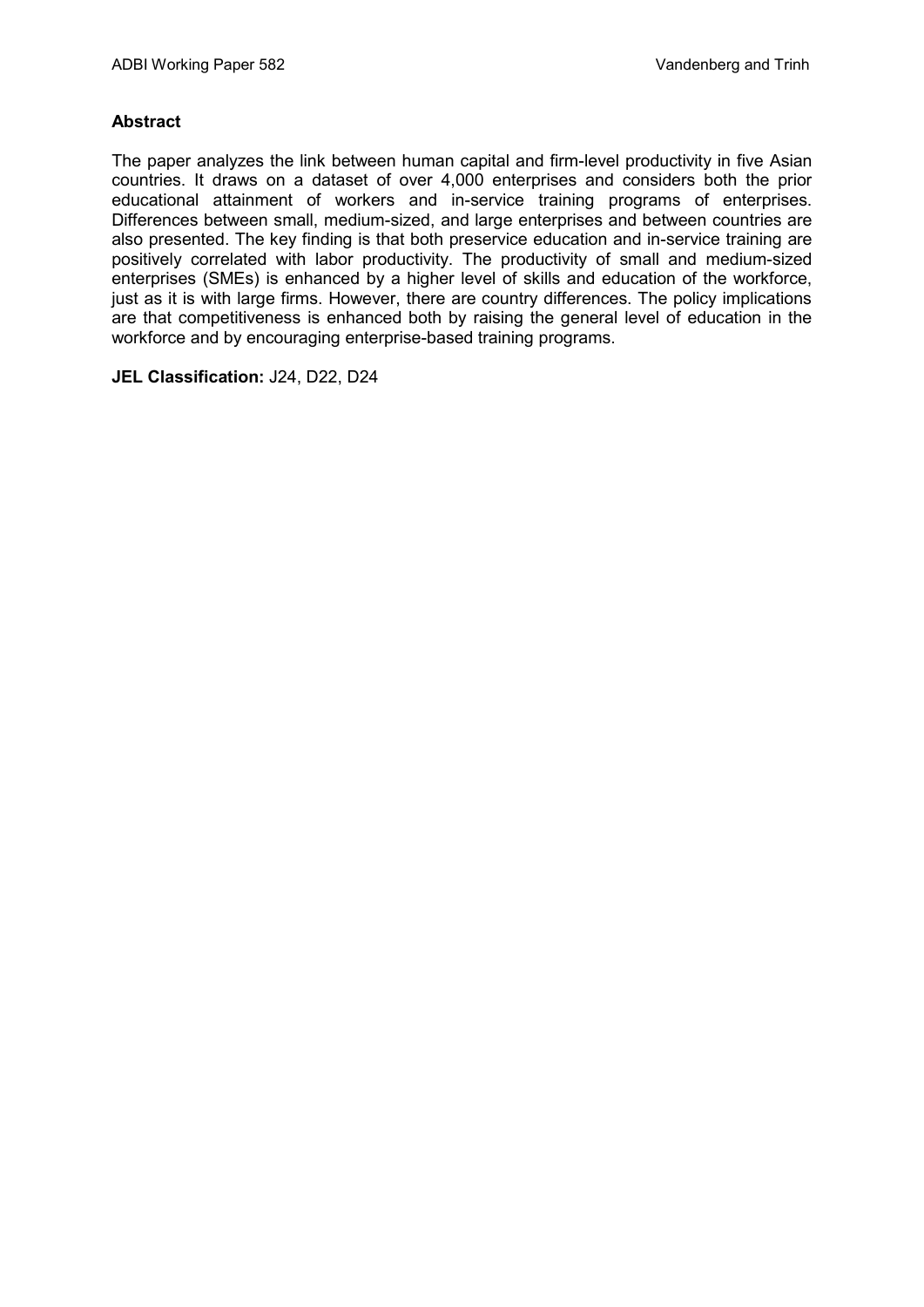**Abstract**

The paper analyzes the link between human capital and firm-level productivity in five Asian countries. It draws on a dataset of over 4,000 enterprises and considers both the prior educational attainment of workers and in-service training programs of enterprises. Differences between small, medium-sized, and large enterprises and between countries are also presented. The key finding is that both preservice education and in-service training are positively correlated with labor productivity. The productivity of small and medium-sized enterprises (SMEs) is enhanced by a higher level of skills and education of the workforce, just as it is with large firms. However, there are country differences. The policy implications are that competitiveness is enhanced both by raising the general level of education in the workforce and by encouraging enterprise-based training programs.

**JEL Classification:** J24, D22, D24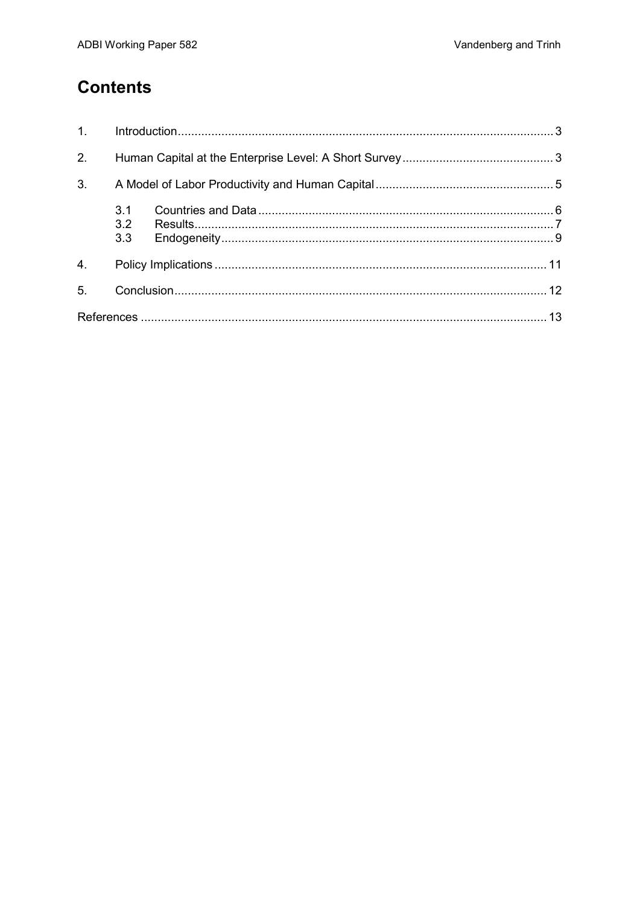# Contents

1. Introduction ... 3
2. Human Capital at the Enterprise Level: A Short Survey ... 3
3. A Model of Labor Productivity and Human Capital ... 5
   - 3.1 Countries and Data ... 6
   - 3.2 Results ... 7
   - 3.3 Endogeneity ... 9
4. Policy Implications ... 11
5. Conclusion ... 12

References ... 13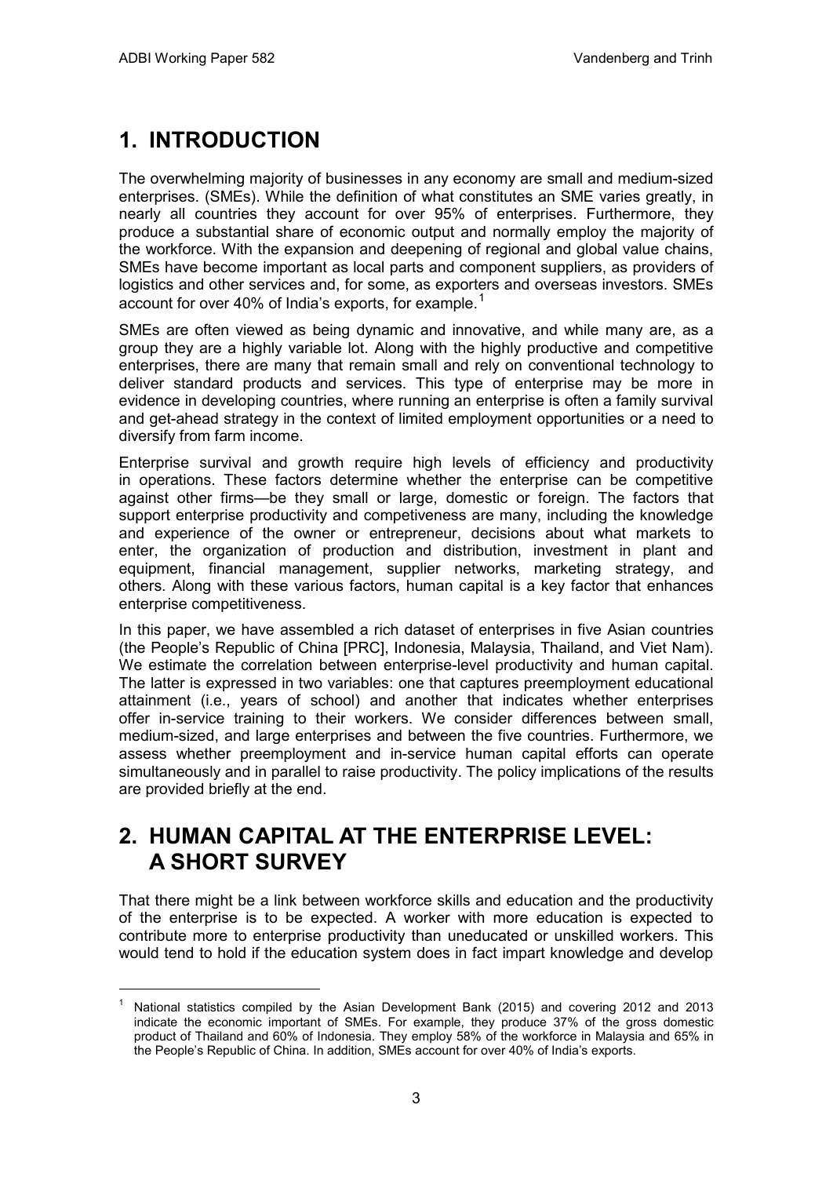# 1. INTRODUCTION

The overwhelming majority of businesses in any economy are small and medium-sized enterprises. (SMEs). While the definition of what constitutes an SME varies greatly, in nearly all countries they account for over 95% of enterprises. Furthermore, they produce a substantial share of economic output and normally employ the majority of the workforce. With the expansion and deepening of regional and global value chains, SMEs have become important as local parts and component suppliers, as providers of logistics and other services and, for some, as exporters and overseas investors. SMEs account for over 40% of India's exports, for example.[1]

SMEs are often viewed as being dynamic and innovative, and while many are, as a group they are a highly variable lot. Along with the highly productive and competitive enterprises, there are many that remain small and rely on conventional technology to deliver standard products and services. This type of enterprise may be more in evidence in developing countries, where running an enterprise is often a family survival and get-ahead strategy in the context of limited employment opportunities or a need to diversify from farm income.

Enterprise survival and growth require high levels of efficiency and productivity in operations. These factors determine whether the enterprise can be competitive against other firms—be they small or large, domestic or foreign. The factors that support enterprise productivity and competiveness are many, including the knowledge and experience of the owner or entrepreneur, decisions about what markets to enter, the organization of production and distribution, investment in plant and equipment, financial management, supplier networks, marketing strategy, and others. Along with these various factors, human capital is a key factor that enhances enterprise competitiveness.

In this paper, we have assembled a rich dataset of enterprises in five Asian countries (the People's Republic of China [PRC], Indonesia, Malaysia, Thailand, and Viet Nam). We estimate the correlation between enterprise-level productivity and human capital. The latter is expressed in two variables: one that captures preemployment educational attainment (i.e., years of school) and another that indicates whether enterprises offer in-service training to their workers. We consider differences between small, medium-sized, and large enterprises and between the five countries. Furthermore, we assess whether preemployment and in-service human capital efforts can operate simultaneously and in parallel to raise productivity. The policy implications of the results are provided briefly at the end.

# 2. HUMAN CAPITAL AT THE ENTERPRISE LEVEL: A SHORT SURVEY

That there might be a link between workforce skills and education and the productivity of the enterprise is to be expected. A worker with more education is expected to contribute more to enterprise productivity than uneducated or unskilled workers. This would tend to hold if the education system does in fact impart knowledge and develop

[1] National statistics compiled by the Asian Development Bank (2015) and covering 2012 and 2013 indicate the economic important of SMEs. For example, they produce 37% of the gross domestic product of Thailand and 60% of Indonesia. They employ 58% of the workforce in Malaysia and 65% in the People's Republic of China. In addition, SMEs account for over 40% of India's exports.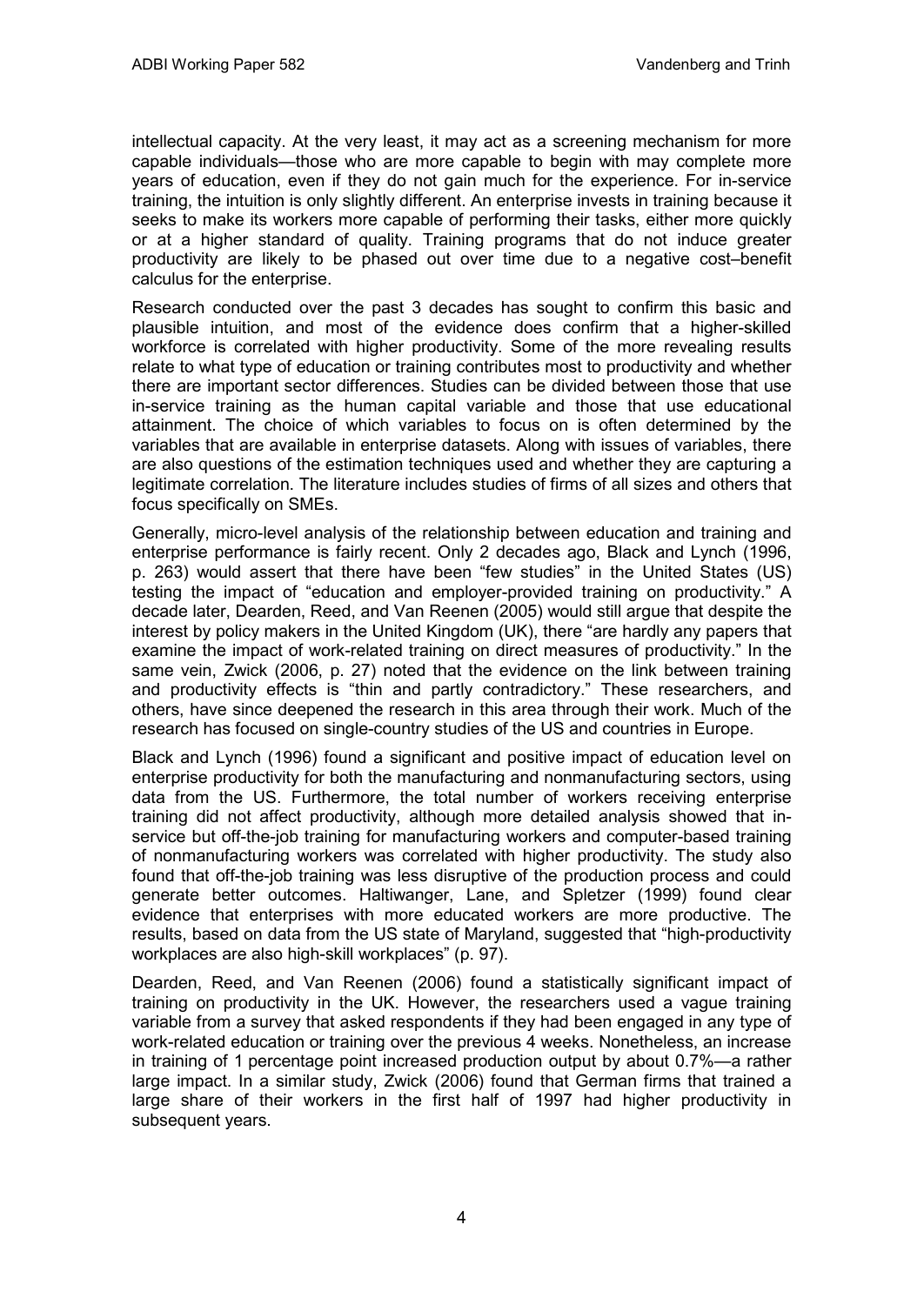intellectual capacity. At the very least, it may act as a screening mechanism for more capable individuals—those who are more capable to begin with may complete more years of education, even if they do not gain much for the experience. For in-service training, the intuition is only slightly different. An enterprise invests in training because it seeks to make its workers more capable of performing their tasks, either more quickly or at a higher standard of quality. Training programs that do not induce greater productivity are likely to be phased out over time due to a negative cost–benefit calculus for the enterprise.

Research conducted over the past 3 decades has sought to confirm this basic and plausible intuition, and most of the evidence does confirm that a higher-skilled workforce is correlated with higher productivity. Some of the more revealing results relate to what type of education or training contributes most to productivity and whether there are important sector differences. Studies can be divided between those that use in-service training as the human capital variable and those that use educational attainment. The choice of which variables to focus on is often determined by the variables that are available in enterprise datasets. Along with issues of variables, there are also questions of the estimation techniques used and whether they are capturing a legitimate correlation. The literature includes studies of firms of all sizes and others that focus specifically on SMEs.

Generally, micro-level analysis of the relationship between education and training and enterprise performance is fairly recent. Only 2 decades ago, Black and Lynch (1996, p. 263) would assert that there have been "few studies" in the United States (US) testing the impact of "education and employer-provided training on productivity." A decade later, Dearden, Reed, and Van Reenen (2005) would still argue that despite the interest by policy makers in the United Kingdom (UK), there "are hardly any papers that examine the impact of work-related training on direct measures of productivity." In the same vein, Zwick (2006, p. 27) noted that the evidence on the link between training and productivity effects is "thin and partly contradictory." These researchers, and others, have since deepened the research in this area through their work. Much of the research has focused on single-country studies of the US and countries in Europe.

Black and Lynch (1996) found a significant and positive impact of education level on enterprise productivity for both the manufacturing and nonmanufacturing sectors, using data from the US. Furthermore, the total number of workers receiving enterprise training did not affect productivity, although more detailed analysis showed that in-service but off-the-job training for manufacturing workers and computer-based training of nonmanufacturing workers was correlated with higher productivity. The study also found that off-the-job training was less disruptive of the production process and could generate better outcomes. Haltiwanger, Lane, and Spletzer (1999) found clear evidence that enterprises with more educated workers are more productive. The results, based on data from the US state of Maryland, suggested that "high-productivity workplaces are also high-skill workplaces" (p. 97).

Dearden, Reed, and Van Reenen (2006) found a statistically significant impact of training on productivity in the UK. However, the researchers used a vague training variable from a survey that asked respondents if they had been engaged in any type of work-related education or training over the previous 4 weeks. Nonetheless, an increase in training of 1 percentage point increased production output by about 0.7%—a rather large impact. In a similar study, Zwick (2006) found that German firms that trained a large share of their workers in the first half of 1997 had higher productivity in subsequent years.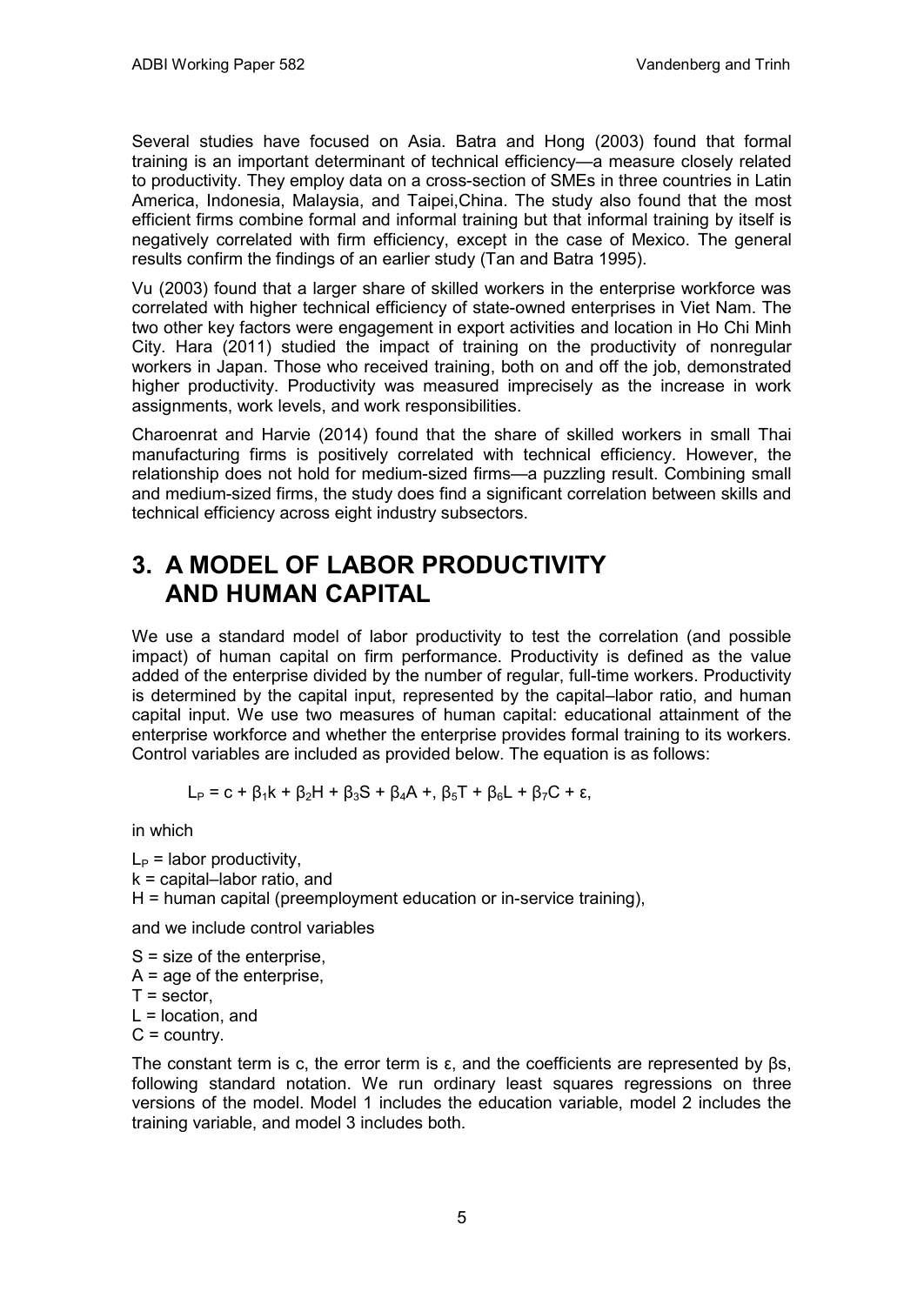Several studies have focused on Asia. Batra and Hong (2003) found that formal training is an important determinant of technical efficiency—a measure closely related to productivity. They employ data on a cross-section of SMEs in three countries in Latin America, Indonesia, Malaysia, and Taipei,China. The study also found that the most efficient firms combine formal and informal training but that informal training by itself is negatively correlated with firm efficiency, except in the case of Mexico. The general results confirm the findings of an earlier study (Tan and Batra 1995).

Vu (2003) found that a larger share of skilled workers in the enterprise workforce was correlated with higher technical efficiency of state-owned enterprises in Viet Nam. The two other key factors were engagement in export activities and location in Ho Chi Minh City. Hara (2011) studied the impact of training on the productivity of nonregular workers in Japan. Those who received training, both on and off the job, demonstrated higher productivity. Productivity was measured imprecisely as the increase in work assignments, work levels, and work responsibilities.

Charoenrat and Harvie (2014) found that the share of skilled workers in small Thai manufacturing firms is positively correlated with technical efficiency. However, the relationship does not hold for medium-sized firms—a puzzling result. Combining small and medium-sized firms, the study does find a significant correlation between skills and technical efficiency across eight industry subsectors.

# 3. A MODEL OF LABOR PRODUCTIVITY AND HUMAN CAPITAL

We use a standard model of labor productivity to test the correlation (and possible impact) of human capital on firm performance. Productivity is defined as the value added of the enterprise divided by the number of regular, full-time workers. Productivity is determined by the capital input, represented by the capital–labor ratio, and human capital input. We use two measures of human capital: educational attainment of the enterprise workforce and whether the enterprise provides formal training to its workers. Control variables are included as provided below. The equation is as follows:

$$L_P = c + \beta_1 k + \beta_2 H + \beta_3 S + \beta_4 A +, \beta_5 T + \beta_6 L + \beta_7 C + \varepsilon,$$

in which

$L_P$ = labor productivity,
$k$ = capital–labor ratio, and
$H$ = human capital (preemployment education or in-service training),

and we include control variables

$S$ = size of the enterprise,
$A$ = age of the enterprise,
$T$ = sector,
$L$ = location, and
$C$ = country.

The constant term is c, the error term is ε, and the coefficients are represented by βs, following standard notation. We run ordinary least squares regressions on three versions of the model. Model 1 includes the education variable, model 2 includes the training variable, and model 3 includes both.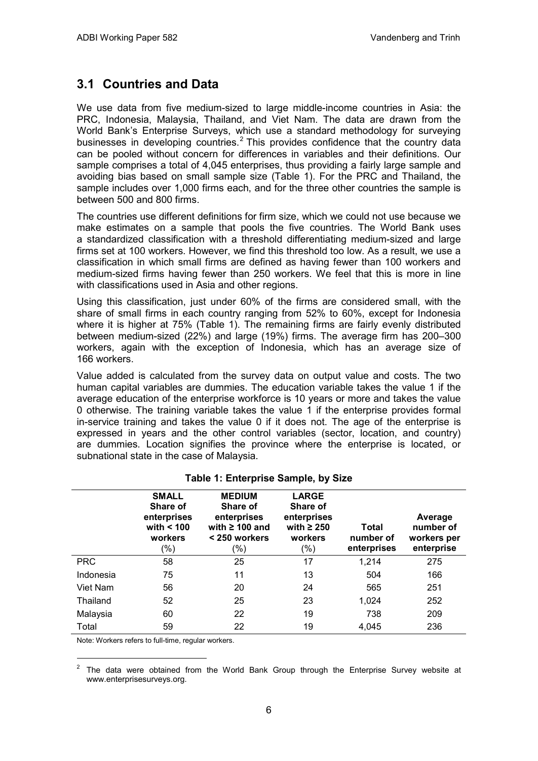## 3.1 Countries and Data

We use data from five medium-sized to large middle-income countries in Asia: the PRC, Indonesia, Malaysia, Thailand, and Viet Nam. The data are drawn from the World Bank's Enterprise Surveys, which use a standard methodology for surveying businesses in developing countries.[2] This provides confidence that the country data can be pooled without concern for differences in variables and their definitions. Our sample comprises a total of 4,045 enterprises, thus providing a fairly large sample and avoiding bias based on small sample size (Table 1). For the PRC and Thailand, the sample includes over 1,000 firms each, and for the three other countries the sample is between 500 and 800 firms.

The countries use different definitions for firm size, which we could not use because we make estimates on a sample that pools the five countries. The World Bank uses a standardized classification with a threshold differentiating medium-sized and large firms set at 100 workers. However, we find this threshold too low. As a result, we use a classification in which small firms are defined as having fewer than 100 workers and medium-sized firms having fewer than 250 workers. We feel that this is more in line with classifications used in Asia and other regions.

Using this classification, just under 60% of the firms are considered small, with the share of small firms in each country ranging from 52% to 60%, except for Indonesia where it is higher at 75% (Table 1). The remaining firms are fairly evenly distributed between medium-sized (22%) and large (19%) firms. The average firm has 200–300 workers, again with the exception of Indonesia, which has an average size of 166 workers.

Value added is calculated from the survey data on output value and costs. The two human capital variables are dummies. The education variable takes the value 1 if the average education of the enterprise workforce is 10 years or more and takes the value 0 otherwise. The training variable takes the value 1 if the enterprise provides formal in-service training and takes the value 0 if it does not. The age of the enterprise is expressed in years and the other control variables (sector, location, and country) are dummies. Location signifies the province where the enterprise is located, or subnational state in the case of Malaysia.

**Table 1: Enterprise Sample, by Size**

| | **SMALL** Share of enterprises with < 100 workers (%) | **MEDIUM** Share of enterprises with ≥ 100 and < 250 workers (%) | **LARGE** Share of enterprises with ≥ 250 workers (%) | Total number of enterprises | Average number of workers per enterprise |
|---|---|---|---|---|---|
| PRC | 58 | 25 | 17 | 1,214 | 275 |
| Indonesia | 75 | 11 | 13 | 504 | 166 |
| Viet Nam | 56 | 20 | 24 | 565 | 251 |
| Thailand | 52 | 25 | 23 | 1,024 | 252 |
| Malaysia | 60 | 22 | 19 | 738 | 209 |
| Total | 59 | 22 | 19 | 4,045 | 236 |

Note: Workers refers to full-time, regular workers.

[2] The data were obtained from the World Bank Group through the Enterprise Survey website at www.enterprisesurveys.org.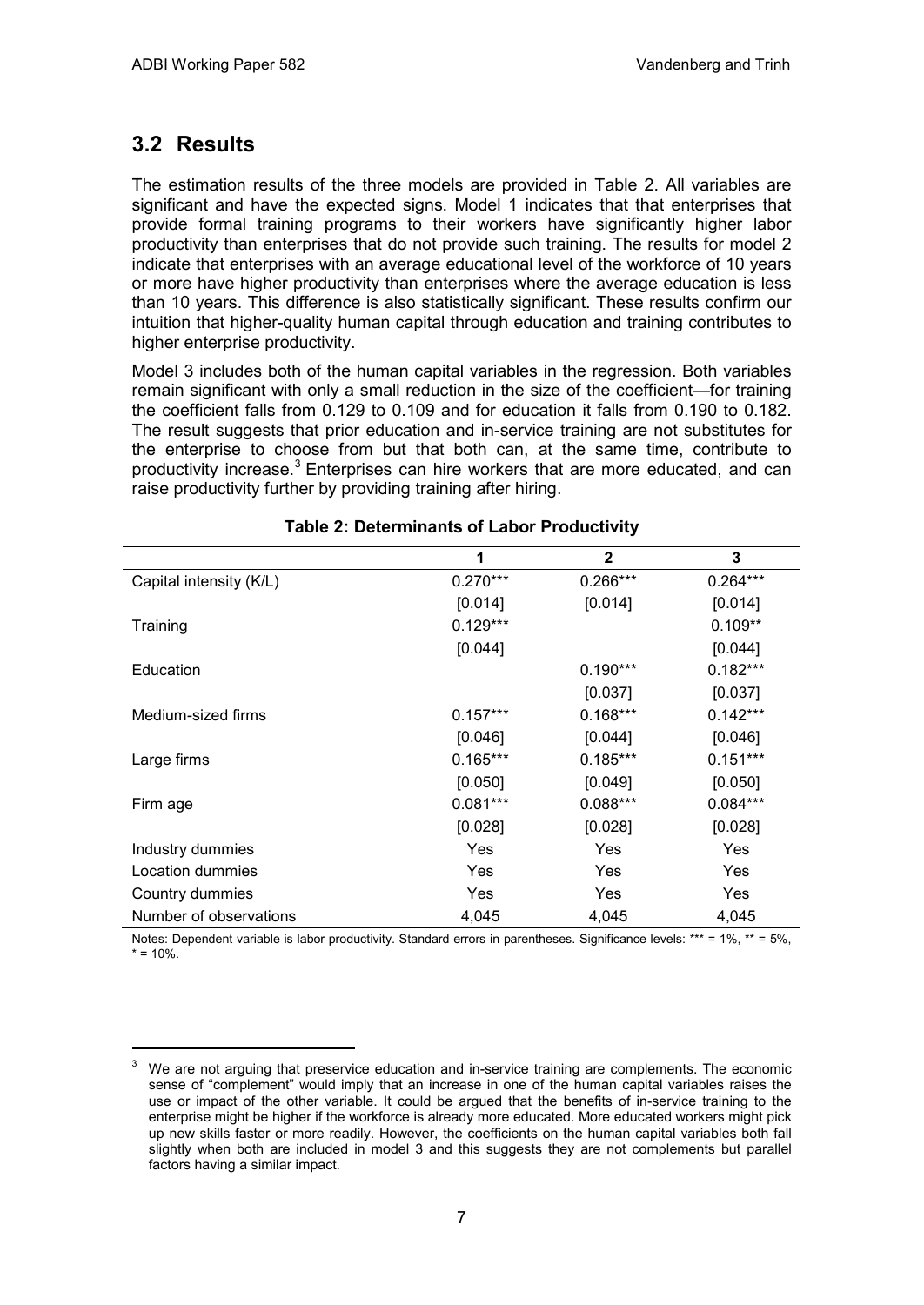## 3.2 Results

The estimation results of the three models are provided in Table 2. All variables are significant and have the expected signs. Model 1 indicates that that enterprises that provide formal training programs to their workers have significantly higher labor productivity than enterprises that do not provide such training. The results for model 2 indicate that enterprises with an average educational level of the workforce of 10 years or more have higher productivity than enterprises where the average education is less than 10 years. This difference is also statistically significant. These results confirm our intuition that higher-quality human capital through education and training contributes to higher enterprise productivity.

Model 3 includes both of the human capital variables in the regression. Both variables remain significant with only a small reduction in the size of the coefficient—for training the coefficient falls from 0.129 to 0.109 and for education it falls from 0.190 to 0.182. The result suggests that prior education and in-service training are not substitutes for the enterprise to choose from but that both can, at the same time, contribute to productivity increase.[3] Enterprises can hire workers that are more educated, and can raise productivity further by providing training after hiring.

**Table 2: Determinants of Labor Productivity**

| | 1 | 2 | 3 |
|---|---|---|---|
| Capital intensity (K/L) | 0.270*** | 0.266*** | 0.264*** |
| | [0.014] | [0.014] | [0.014] |
| Training | 0.129*** | | 0.109** |
| | [0.044] | | [0.044] |
| Education | | 0.190*** | 0.182*** |
| | | [0.037] | [0.037] |
| Medium-sized firms | 0.157*** | 0.168*** | 0.142*** |
| | [0.046] | [0.044] | [0.046] |
| Large firms | 0.165*** | 0.185*** | 0.151*** |
| | [0.050] | [0.049] | [0.050] |
| Firm age | 0.081*** | 0.088*** | 0.084*** |
| | [0.028] | [0.028] | [0.028] |
| Industry dummies | Yes | Yes | Yes |
| Location dummies | Yes | Yes | Yes |
| Country dummies | Yes | Yes | Yes |
| Number of observations | 4,045 | 4,045 | 4,045 |

Notes: Dependent variable is labor productivity. Standard errors in parentheses. Significance levels: *** = 1%, ** = 5%, * = 10%.

[3] We are not arguing that preservice education and in-service training are complements. The economic sense of "complement" would imply that an increase in one of the human capital variables raises the use or impact of the other variable. It could be argued that the benefits of in-service training to the enterprise might be higher if the workforce is already more educated. More educated workers might pick up new skills faster or more readily. However, the coefficients on the human capital variables both fall slightly when both are included in model 3 and this suggests they are not complements but parallel factors having a similar impact.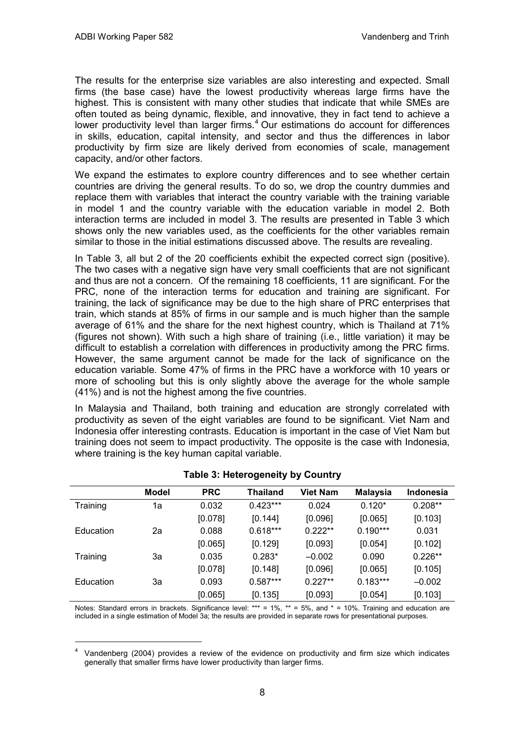The results for the enterprise size variables are also interesting and expected. Small firms (the base case) have the lowest productivity whereas large firms have the highest. This is consistent with many other studies that indicate that while SMEs are often touted as being dynamic, flexible, and innovative, they in fact tend to achieve a lower productivity level than larger firms.[4] Our estimations do account for differences in skills, education, capital intensity, and sector and thus the differences in labor productivity by firm size are likely derived from economies of scale, management capacity, and/or other factors.

We expand the estimates to explore country differences and to see whether certain countries are driving the general results. To do so, we drop the country dummies and replace them with variables that interact the country variable with the training variable in model 1 and the country variable with the education variable in model 2. Both interaction terms are included in model 3. The results are presented in Table 3 which shows only the new variables used, as the coefficients for the other variables remain similar to those in the initial estimations discussed above. The results are revealing.

In Table 3, all but 2 of the 20 coefficients exhibit the expected correct sign (positive). The two cases with a negative sign have very small coefficients that are not significant and thus are not a concern. Of the remaining 18 coefficients, 11 are significant. For the PRC, none of the interaction terms for education and training are significant. For training, the lack of significance may be due to the high share of PRC enterprises that train, which stands at 85% of firms in our sample and is much higher than the sample average of 61% and the share for the next highest country, which is Thailand at 71% (figures not shown). With such a high share of training (i.e., little variation) it may be difficult to establish a correlation with differences in productivity among the PRC firms. However, the same argument cannot be made for the lack of significance on the education variable. Some 47% of firms in the PRC have a workforce with 10 years or more of schooling but this is only slightly above the average for the whole sample (41%) and is not the highest among the five countries.

In Malaysia and Thailand, both training and education are strongly correlated with productivity as seven of the eight variables are found to be significant. Viet Nam and Indonesia offer interesting contrasts. Education is important in the case of Viet Nam but training does not seem to impact productivity. The opposite is the case with Indonesia, where training is the key human capital variable.

**Table 3: Heterogeneity by Country**

| | Model | PRC | Thailand | Viet Nam | Malaysia | Indonesia |
|---|---|---|---|---|---|---|
| Training | 1a | 0.032 | 0.423*** | 0.024 | 0.120* | 0.208** |
| | | [0.078] | [0.144] | [0.096] | [0.065] | [0.103] |
| Education | 2a | 0.088 | 0.618*** | 0.222** | 0.190*** | 0.031 |
| | | [0.065] | [0.129] | [0.093] | [0.054] | [0.102] |
| Training | 3a | 0.035 | 0.283* | –0.002 | 0.090 | 0.226** |
| | | [0.078] | [0.148] | [0.096] | [0.065] | [0.105] |
| Education | 3a | 0.093 | 0.587*** | 0.227** | 0.183*** | –0.002 |
| | | [0.065] | [0.135] | [0.093] | [0.054] | [0.103] |

Notes: Standard errors in brackets. Significance level: *** = 1%, ** = 5%, and * = 10%. Training and education are included in a single estimation of Model 3a; the results are provided in separate rows for presentational purposes.

[4] Vandenberg (2004) provides a review of the evidence on productivity and firm size which indicates generally that smaller firms have lower productivity than larger firms.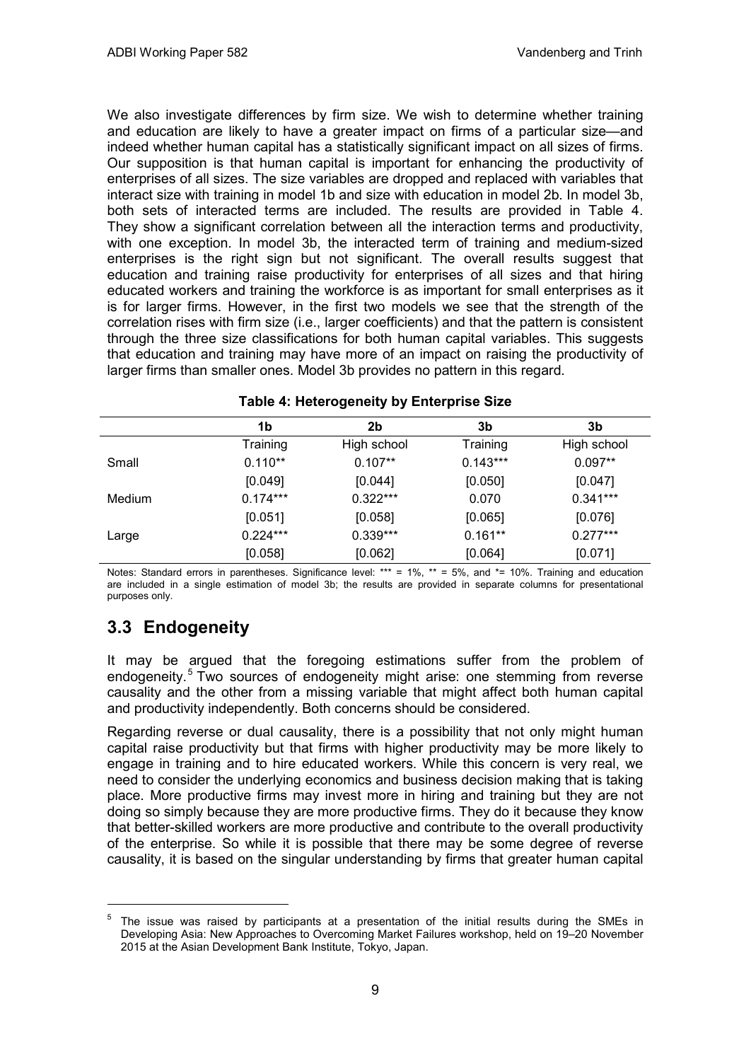We also investigate differences by firm size. We wish to determine whether training and education are likely to have a greater impact on firms of a particular size—and indeed whether human capital has a statistically significant impact on all sizes of firms. Our supposition is that human capital is important for enhancing the productivity of enterprises of all sizes. The size variables are dropped and replaced with variables that interact size with training in model 1b and size with education in model 2b. In model 3b, both sets of interacted terms are included. The results are provided in Table 4. They show a significant correlation between all the interaction terms and productivity, with one exception. In model 3b, the interacted term of training and medium-sized enterprises is the right sign but not significant. The overall results suggest that education and training raise productivity for enterprises of all sizes and that hiring educated workers and training the workforce is as important for small enterprises as it is for larger firms. However, in the first two models we see that the strength of the correlation rises with firm size (i.e., larger coefficients) and that the pattern is consistent through the three size classifications for both human capital variables. This suggests that education and training may have more of an impact on raising the productivity of larger firms than smaller ones. Model 3b provides no pattern in this regard.

**Table 4: Heterogeneity by Enterprise Size**

| | 1b | 2b | 3b | 3b |
|---|---|---|---|---|
| | Training | High school | Training | High school |
| Small | 0.110** | 0.107** | 0.143*** | 0.097** |
| | [0.049] | [0.044] | [0.050] | [0.047] |
| Medium | 0.174*** | 0.322*** | 0.070 | 0.341*** |
| | [0.051] | [0.058] | [0.065] | [0.076] |
| Large | 0.224*** | 0.339*** | 0.161** | 0.277*** |
| | [0.058] | [0.062] | [0.064] | [0.071] |

Notes: Standard errors in parentheses. Significance level: *** = 1%, ** = 5%, and *= 10%. Training and education are included in a single estimation of model 3b; the results are provided in separate columns for presentational purposes only.

## 3.3 Endogeneity

It may be argued that the foregoing estimations suffer from the problem of endogeneity.[5] Two sources of endogeneity might arise: one stemming from reverse causality and the other from a missing variable that might affect both human capital and productivity independently. Both concerns should be considered.

Regarding reverse or dual causality, there is a possibility that not only might human capital raise productivity but that firms with higher productivity may be more likely to engage in training and to hire educated workers. While this concern is very real, we need to consider the underlying economics and business decision making that is taking place. More productive firms may invest more in hiring and training but they are not doing so simply because they are more productive firms. They do it because they know that better-skilled workers are more productive and contribute to the overall productivity of the enterprise. So while it is possible that there may be some degree of reverse causality, it is based on the singular understanding by firms that greater human capital

---

[5] The issue was raised by participants at a presentation of the initial results during the SMEs in Developing Asia: New Approaches to Overcoming Market Failures workshop, held on 19–20 November 2015 at the Asian Development Bank Institute, Tokyo, Japan.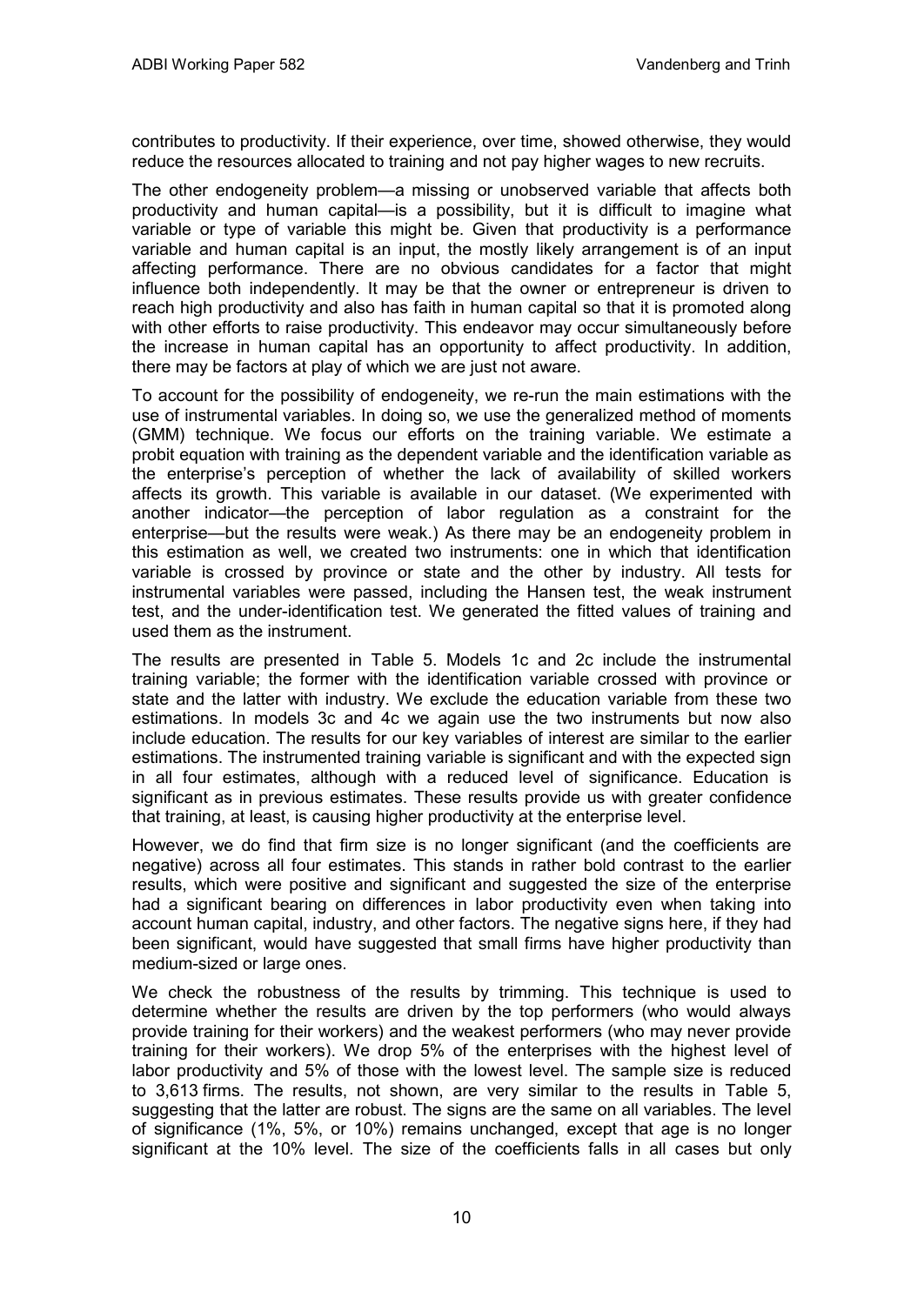contributes to productivity. If their experience, over time, showed otherwise, they would reduce the resources allocated to training and not pay higher wages to new recruits.

The other endogeneity problem—a missing or unobserved variable that affects both productivity and human capital—is a possibility, but it is difficult to imagine what variable or type of variable this might be. Given that productivity is a performance variable and human capital is an input, the mostly likely arrangement is of an input affecting performance. There are no obvious candidates for a factor that might influence both independently. It may be that the owner or entrepreneur is driven to reach high productivity and also has faith in human capital so that it is promoted along with other efforts to raise productivity. This endeavor may occur simultaneously before the increase in human capital has an opportunity to affect productivity. In addition, there may be factors at play of which we are just not aware.

To account for the possibility of endogeneity, we re-run the main estimations with the use of instrumental variables. In doing so, we use the generalized method of moments (GMM) technique. We focus our efforts on the training variable. We estimate a probit equation with training as the dependent variable and the identification variable as the enterprise's perception of whether the lack of availability of skilled workers affects its growth. This variable is available in our dataset. (We experimented with another indicator—the perception of labor regulation as a constraint for the enterprise—but the results were weak.) As there may be an endogeneity problem in this estimation as well, we created two instruments: one in which that identification variable is crossed by province or state and the other by industry. All tests for instrumental variables were passed, including the Hansen test, the weak instrument test, and the under-identification test. We generated the fitted values of training and used them as the instrument.

The results are presented in Table 5. Models 1c and 2c include the instrumental training variable; the former with the identification variable crossed with province or state and the latter with industry. We exclude the education variable from these two estimations. In models 3c and 4c we again use the two instruments but now also include education. The results for our key variables of interest are similar to the earlier estimations. The instrumented training variable is significant and with the expected sign in all four estimates, although with a reduced level of significance. Education is significant as in previous estimates. These results provide us with greater confidence that training, at least, is causing higher productivity at the enterprise level.

However, we do find that firm size is no longer significant (and the coefficients are negative) across all four estimates. This stands in rather bold contrast to the earlier results, which were positive and significant and suggested the size of the enterprise had a significant bearing on differences in labor productivity even when taking into account human capital, industry, and other factors. The negative signs here, if they had been significant, would have suggested that small firms have higher productivity than medium-sized or large ones.

We check the robustness of the results by trimming. This technique is used to determine whether the results are driven by the top performers (who would always provide training for their workers) and the weakest performers (who may never provide training for their workers). We drop 5% of the enterprises with the highest level of labor productivity and 5% of those with the lowest level. The sample size is reduced to 3,613 firms. The results, not shown, are very similar to the results in Table 5, suggesting that the latter are robust. The signs are the same on all variables. The level of significance (1%, 5%, or 10%) remains unchanged, except that age is no longer significant at the 10% level. The size of the coefficients falls in all cases but only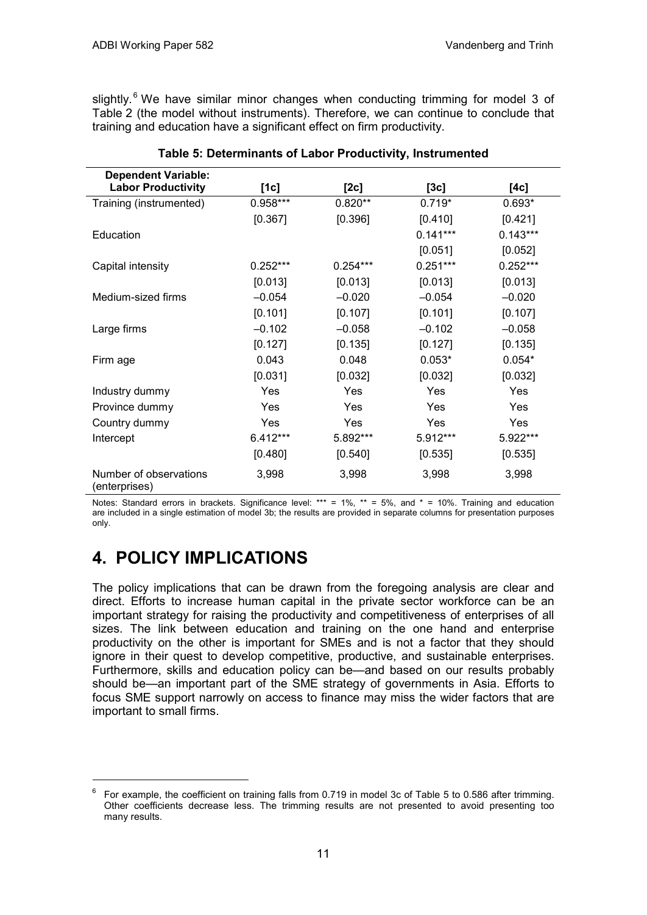slightly.[6] We have similar minor changes when conducting trimming for model 3 of Table 2 (the model without instruments). Therefore, we can continue to conclude that training and education have a significant effect on firm productivity.

**Table 5: Determinants of Labor Productivity, Instrumented**

| Dependent Variable: Labor Productivity | [1c] | [2c] | [3c] | [4c] |
|---|---|---|---|---|
| Training (instrumented) | 0.958*** | 0.820** | 0.719* | 0.693* |
| | [0.367] | [0.396] | [0.410] | [0.421] |
| Education | | | 0.141*** | 0.143*** |
| | | | [0.051] | [0.052] |
| Capital intensity | 0.252*** | 0.254*** | 0.251*** | 0.252*** |
| | [0.013] | [0.013] | [0.013] | [0.013] |
| Medium-sized firms | –0.054 | –0.020 | –0.054 | –0.020 |
| | [0.101] | [0.107] | [0.101] | [0.107] |
| Large firms | –0.102 | –0.058 | –0.102 | –0.058 |
| | [0.127] | [0.135] | [0.127] | [0.135] |
| Firm age | 0.043 | 0.048 | 0.053* | 0.054* |
| | [0.031] | [0.032] | [0.032] | [0.032] |
| Industry dummy | Yes | Yes | Yes | Yes |
| Province dummy | Yes | Yes | Yes | Yes |
| Country dummy | Yes | Yes | Yes | Yes |
| Intercept | 6.412*** | 5.892*** | 5.912*** | 5.922*** |
| | [0.480] | [0.540] | [0.535] | [0.535] |
| Number of observations (enterprises) | 3,998 | 3,998 | 3,998 | 3,998 |

Notes: Standard errors in brackets. Significance level: *** = 1%, ** = 5%, and * = 10%. Training and education are included in a single estimation of model 3b; the results are provided in separate columns for presentation purposes only.

# 4. POLICY IMPLICATIONS

The policy implications that can be drawn from the foregoing analysis are clear and direct. Efforts to increase human capital in the private sector workforce can be an important strategy for raising the productivity and competitiveness of enterprises of all sizes. The link between education and training on the one hand and enterprise productivity on the other is important for SMEs and is not a factor that they should ignore in their quest to develop competitive, productive, and sustainable enterprises. Furthermore, skills and education policy can be—and based on our results probably should be—an important part of the SME strategy of governments in Asia. Efforts to focus SME support narrowly on access to finance may miss the wider factors that are important to small firms.

[6] For example, the coefficient on training falls from 0.719 in model 3c of Table 5 to 0.586 after trimming. Other coefficients decrease less. The trimming results are not presented to avoid presenting too many results.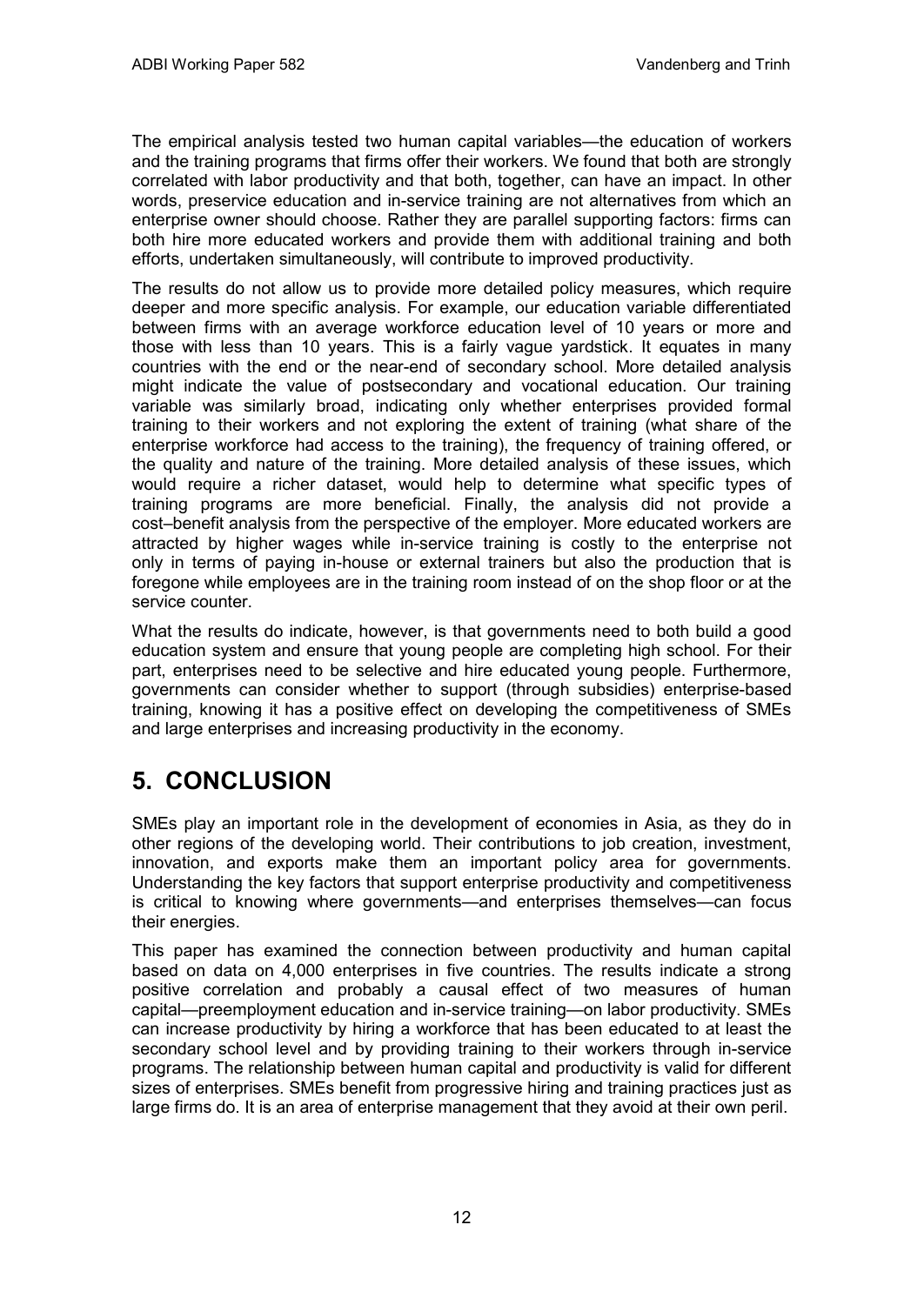The empirical analysis tested two human capital variables—the education of workers and the training programs that firms offer their workers. We found that both are strongly correlated with labor productivity and that both, together, can have an impact. In other words, preservice education and in-service training are not alternatives from which an enterprise owner should choose. Rather they are parallel supporting factors: firms can both hire more educated workers and provide them with additional training and both efforts, undertaken simultaneously, will contribute to improved productivity.

The results do not allow us to provide more detailed policy measures, which require deeper and more specific analysis. For example, our education variable differentiated between firms with an average workforce education level of 10 years or more and those with less than 10 years. This is a fairly vague yardstick. It equates in many countries with the end or the near-end of secondary school. More detailed analysis might indicate the value of postsecondary and vocational education. Our training variable was similarly broad, indicating only whether enterprises provided formal training to their workers and not exploring the extent of training (what share of the enterprise workforce had access to the training), the frequency of training offered, or the quality and nature of the training. More detailed analysis of these issues, which would require a richer dataset, would help to determine what specific types of training programs are more beneficial. Finally, the analysis did not provide a cost–benefit analysis from the perspective of the employer. More educated workers are attracted by higher wages while in-service training is costly to the enterprise not only in terms of paying in-house or external trainers but also the production that is foregone while employees are in the training room instead of on the shop floor or at the service counter.

What the results do indicate, however, is that governments need to both build a good education system and ensure that young people are completing high school. For their part, enterprises need to be selective and hire educated young people. Furthermore, governments can consider whether to support (through subsidies) enterprise-based training, knowing it has a positive effect on developing the competitiveness of SMEs and large enterprises and increasing productivity in the economy.

# 5. CONCLUSION

SMEs play an important role in the development of economies in Asia, as they do in other regions of the developing world. Their contributions to job creation, investment, innovation, and exports make them an important policy area for governments. Understanding the key factors that support enterprise productivity and competitiveness is critical to knowing where governments—and enterprises themselves—can focus their energies.

This paper has examined the connection between productivity and human capital based on data on 4,000 enterprises in five countries. The results indicate a strong positive correlation and probably a causal effect of two measures of human capital—preemployment education and in-service training—on labor productivity. SMEs can increase productivity by hiring a workforce that has been educated to at least the secondary school level and by providing training to their workers through in-service programs. The relationship between human capital and productivity is valid for different sizes of enterprises. SMEs benefit from progressive hiring and training practices just as large firms do. It is an area of enterprise management that they avoid at their own peril.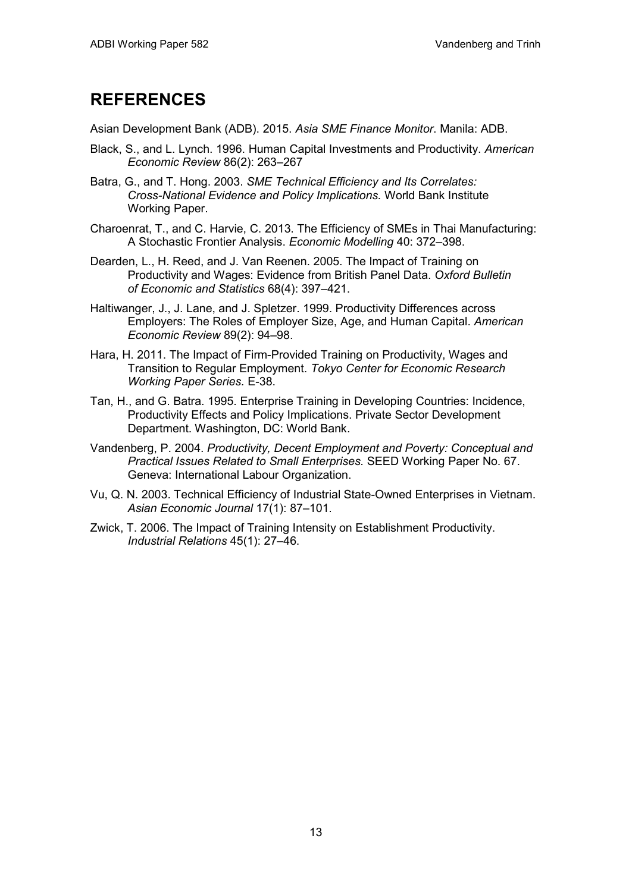## REFERENCES

Asian Development Bank (ADB). 2015. *Asia SME Finance Monitor*. Manila: ADB.

Black, S., and L. Lynch. 1996. Human Capital Investments and Productivity. *American Economic Review* 86(2): 263–267

Batra, G., and T. Hong. 2003. *SME Technical Efficiency and Its Correlates: Cross-National Evidence and Policy Implications.* World Bank Institute Working Paper.

Charoenrat, T., and C. Harvie, C. 2013. The Efficiency of SMEs in Thai Manufacturing: A Stochastic Frontier Analysis. *Economic Modelling* 40: 372–398.

Dearden, L., H. Reed, and J. Van Reenen. 2005. The Impact of Training on Productivity and Wages: Evidence from British Panel Data. *Oxford Bulletin of Economic and Statistics* 68(4): 397–421.

Haltiwanger, J., J. Lane, and J. Spletzer. 1999. Productivity Differences across Employers: The Roles of Employer Size, Age, and Human Capital. *American Economic Review* 89(2): 94–98.

Hara, H. 2011. The Impact of Firm-Provided Training on Productivity, Wages and Transition to Regular Employment. *Tokyo Center for Economic Research Working Paper Series.* E-38.

Tan, H., and G. Batra. 1995. Enterprise Training in Developing Countries: Incidence, Productivity Effects and Policy Implications. Private Sector Development Department. Washington, DC: World Bank.

Vandenberg, P. 2004. *Productivity, Decent Employment and Poverty: Conceptual and Practical Issues Related to Small Enterprises.* SEED Working Paper No. 67. Geneva: International Labour Organization.

Vu, Q. N. 2003. Technical Efficiency of Industrial State-Owned Enterprises in Vietnam. *Asian Economic Journal* 17(1): 87–101.

Zwick, T. 2006. The Impact of Training Intensity on Establishment Productivity. *Industrial Relations* 45(1): 27–46.